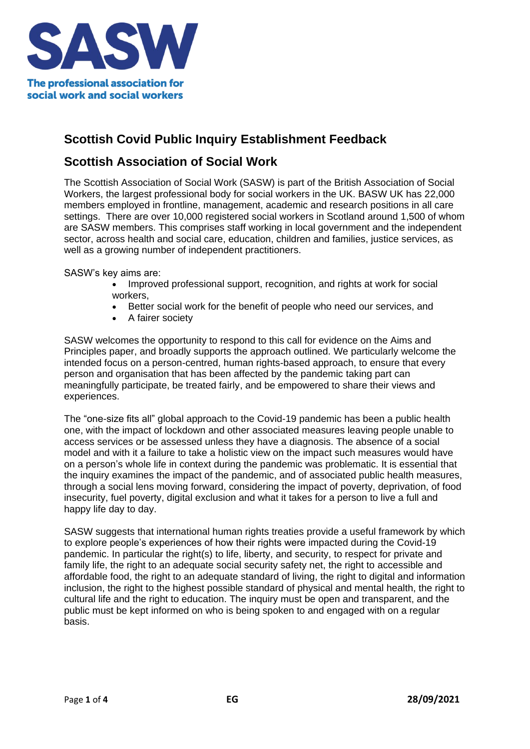SASW

The professional association for social work and social workers

## Scottish Covid Public Inquiry Establishment Feedback

## Scottish Association of Social Work

The Scottish Association of Social Work (SASW) is part of the British Association of Social Workers, the largest professional body for social workers in the UK. BASW UK has 22,000 members employed in frontline, management, academic and research positions in all care settings. There are over 10,000 registered social workers in Scotland around 1,500 of whom are SASW members. This comprises staff working in local government and the independent sector, across health and social care, education, children and families, justice services, as well as a growing number of independent practitioners.

SASW's key aims are:

- Improved professional support, recognition, and rights at work for social workers,
- Better social work for the benefit of people who need our services, and
- A fairer society

SASW welcomes the opportunity to respond to this call for evidence on the Aims and Principles paper, and broadly supports the approach outlined. We particularly welcome the intended focus on a person-centred, human rights-based approach, to ensure that every person and organisation that has been affected by the pandemic taking part can meaningfully participate, be treated fairly, and be empowered to share their views and experiences.

The "one-size fits all" global approach to the Covid-19 pandemic has been a public health one, with the impact of lockdown and other associated measures leaving people unable to access services or be assessed unless they have a diagnosis. The absence of a social model and with it a failure to take a holistic view on the impact such measures would have on a person's whole life in context during the pandemic was problematic. It is essential that the inquiry examines the impact of the pandemic, and of associated public health measures, through a social lens moving forward, considering the impact of poverty, deprivation, of food insecurity, fuel poverty, digital exclusion and what it takes for a person to live a full and happy life day to day.

SASW suggests that international human rights treaties provide a useful framework by which to explore people's experiences of how their rights were impacted during the Covid-19 pandemic. In particular the right(s) to life, liberty, and security, to respect for private and family life, the right to an adequate social security safety net, the right to accessible and affordable food, the right to an adequate standard of living, the right to digital and information inclusion, the right to the highest possible standard of physical and mental health, the right to cultural life and the right to education. The inquiry must be open and transparent, and the public must be kept informed on who is being spoken to and engaged with on a regular basis.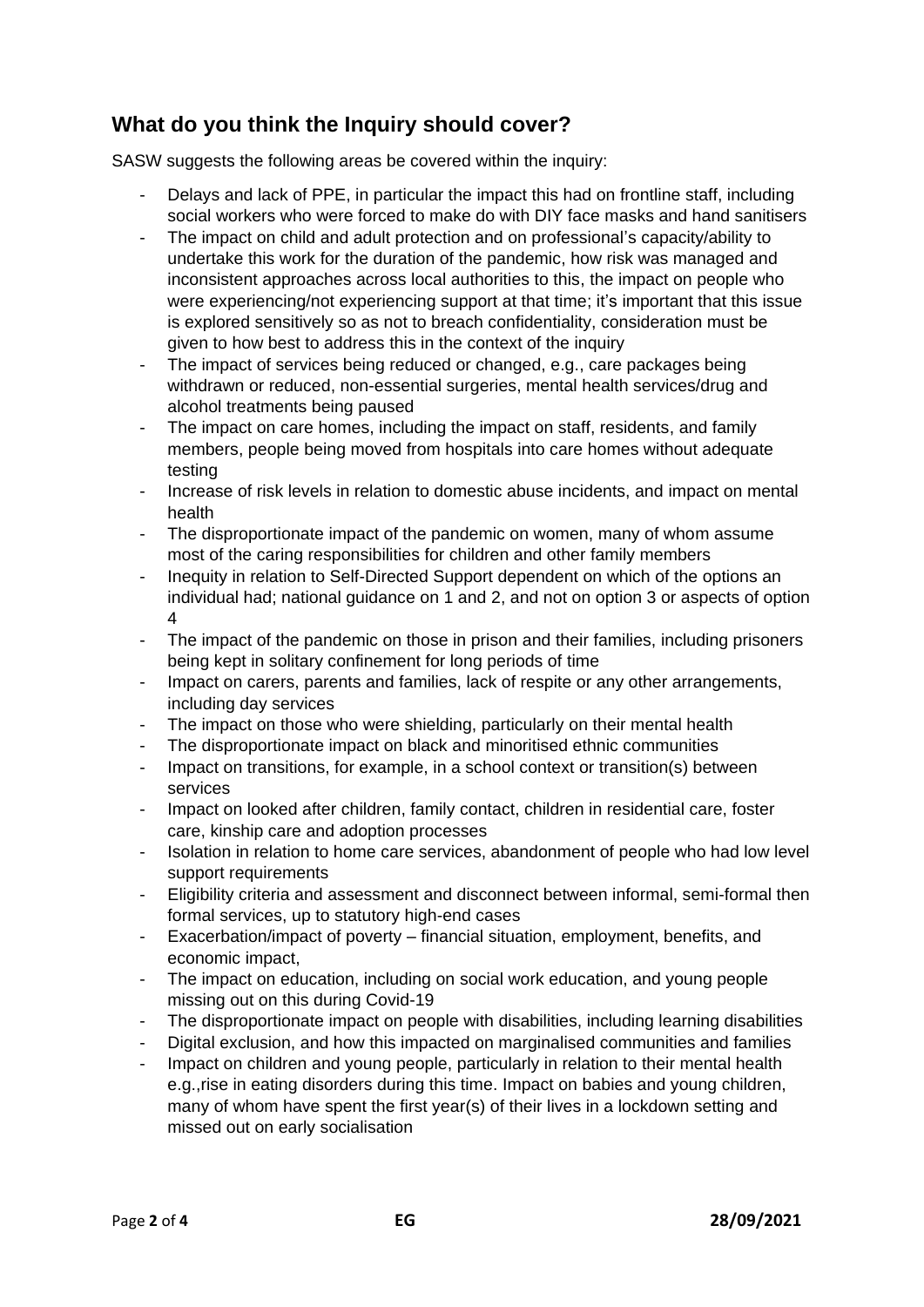## What do you think the Inquiry should cover?

SASW suggests the following areas be covered within the inquiry:

- Delays and lack of PPE, in particular the impact this had on frontline staff, including social workers who were forced to make do with DIY face masks and hand sanitisers
- The impact on child and adult protection and on professional's capacity/ability to undertake this work for the duration of the pandemic, how risk was managed and inconsistent approaches across local authorities to this, the impact on people who were experiencing/not experiencing support at that time; it's important that this issue is explored sensitively so as not to breach confidentiality, consideration must be given to how best to address this in the context of the inquiry
- The impact of services being reduced or changed, e.g., care packages being withdrawn or reduced, non-essential surgeries, mental health services/drug and alcohol treatments being paused
- The impact on care homes, including the impact on staff, residents, and family members, people being moved from hospitals into care homes without adequate testing
- Increase of risk levels in relation to domestic abuse incidents, and impact on mental health
- The disproportionate impact of the pandemic on women, many of whom assume most of the caring responsibilities for children and other family members
- Inequity in relation to Self-Directed Support dependent on which of the options an individual had; national guidance on 1 and 2, and not on option 3 or aspects of option 4
- The impact of the pandemic on those in prison and their families, including prisoners being kept in solitary confinement for long periods of time
- Impact on carers, parents and families, lack of respite or any other arrangements, including day services
- The impact on those who were shielding, particularly on their mental health
- The disproportionate impact on black and minoritised ethnic communities
- Impact on transitions, for example, in a school context or transition(s) between services
- Impact on looked after children, family contact, children in residential care, foster care, kinship care and adoption processes
- Isolation in relation to home care services, abandonment of people who had low level support requirements
- Eligibility criteria and assessment and disconnect between informal, semi-formal then formal services, up to statutory high-end cases
- Exacerbation/impact of poverty – financial situation, employment, benefits, and economic impact,
- The impact on education, including on social work education, and young people missing out on this during Covid-19
- The disproportionate impact on people with disabilities, including learning disabilities
- Digital exclusion, and how this impacted on marginalised communities and families
- Impact on children and young people, particularly in relation to their mental health e.g.,rise in eating disorders during this time. Impact on babies and young children, many of whom have spent the first year(s) of their lives in a lockdown setting and missed out on early socialisation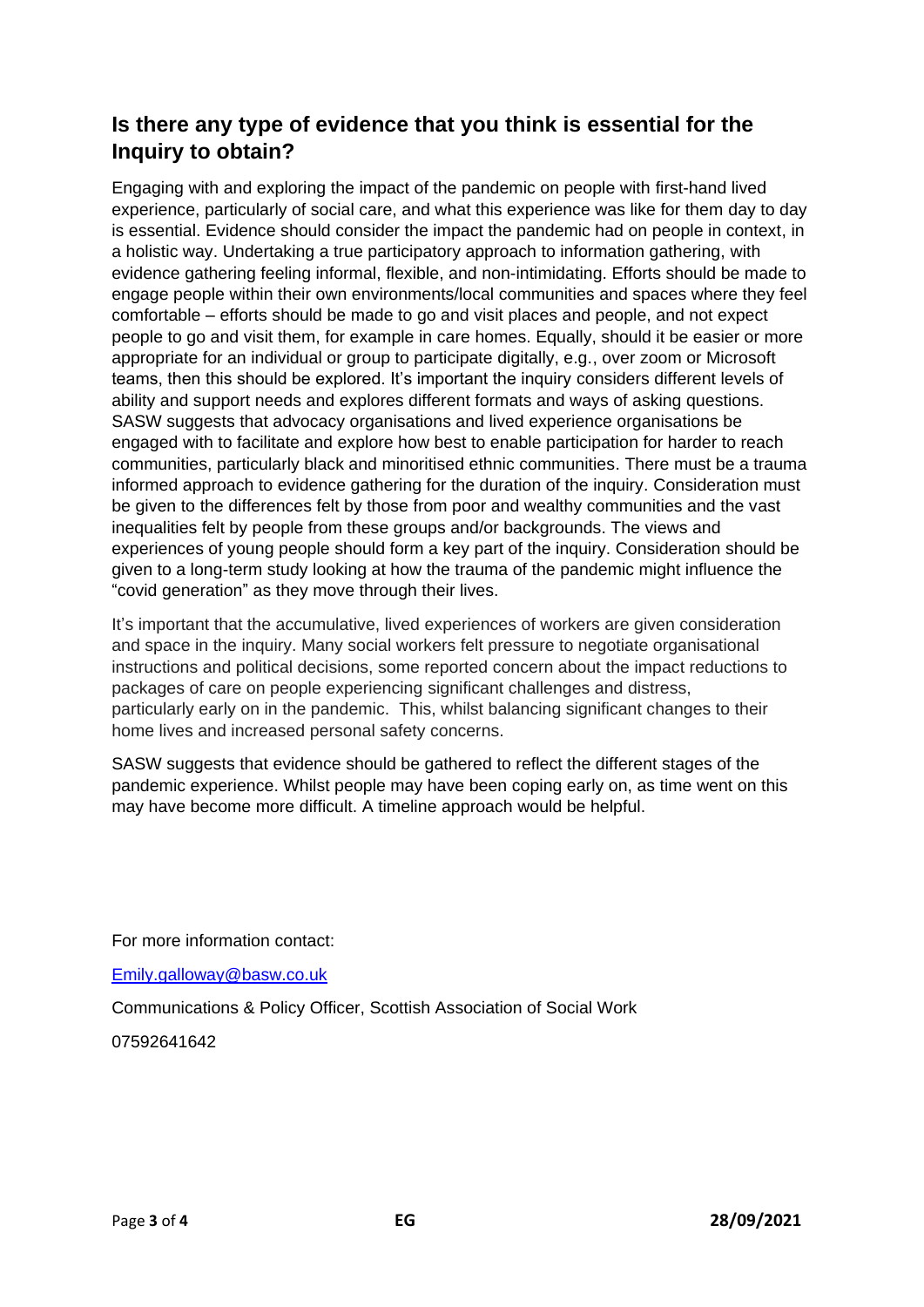## Is there any type of evidence that you think is essential for the Inquiry to obtain?

Engaging with and exploring the impact of the pandemic on people with first-hand lived experience, particularly of social care, and what this experience was like for them day to day is essential. Evidence should consider the impact the pandemic had on people in context, in a holistic way. Undertaking a true participatory approach to information gathering, with evidence gathering feeling informal, flexible, and non-intimidating. Efforts should be made to engage people within their own environments/local communities and spaces where they feel comfortable – efforts should be made to go and visit places and people, and not expect people to go and visit them, for example in care homes. Equally, should it be easier or more appropriate for an individual or group to participate digitally, e.g., over zoom or Microsoft teams, then this should be explored. It's important the inquiry considers different levels of ability and support needs and explores different formats and ways of asking questions. SASW suggests that advocacy organisations and lived experience organisations be engaged with to facilitate and explore how best to enable participation for harder to reach communities, particularly black and minoritised ethnic communities. There must be a trauma informed approach to evidence gathering for the duration of the inquiry. Consideration must be given to the differences felt by those from poor and wealthy communities and the vast inequalities felt by people from these groups and/or backgrounds. The views and experiences of young people should form a key part of the inquiry. Consideration should be given to a long-term study looking at how the trauma of the pandemic might influence the "covid generation" as they move through their lives.

It's important that the accumulative, lived experiences of workers are given consideration and space in the inquiry. Many social workers felt pressure to negotiate organisational instructions and political decisions, some reported concern about the impact reductions to packages of care on people experiencing significant challenges and distress, particularly early on in the pandemic. This, whilst balancing significant changes to their home lives and increased personal safety concerns.

SASW suggests that evidence should be gathered to reflect the different stages of the pandemic experience. Whilst people may have been coping early on, as time went on this may have become more difficult. A timeline approach would be helpful.

For more information contact:

Emily.galloway@basw.co.uk

Communications & Policy Officer, Scottish Association of Social Work

07592641642